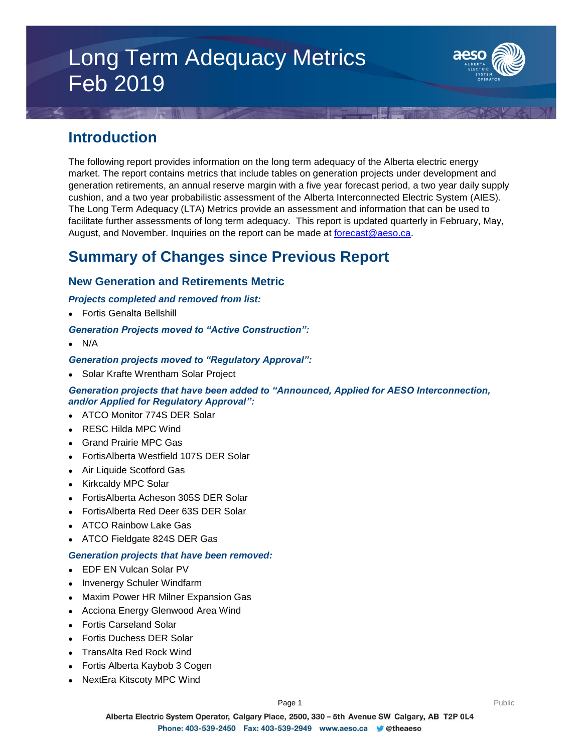# Long Term Adequacy Metrics
# Feb 2019

## Introduction

The following report provides information on the long term adequacy of the Alberta electric energy market. The report contains metrics that include tables on generation projects under development and generation retirements, an annual reserve margin with a five year forecast period, a two year daily supply cushion, and a two year probabilistic assessment of the Alberta Interconnected Electric System (AIES). The Long Term Adequacy (LTA) Metrics provide an assessment and information that can be used to facilitate further assessments of long term adequacy. This report is updated quarterly in February, May, August, and November. Inquiries on the report can be made at forecast@aeso.ca.

## Summary of Changes since Previous Report

### New Generation and Retirements Metric

***Projects completed and removed from list:***

- Fortis Genalta Bellshill

***Generation Projects moved to "Active Construction":***

- N/A

***Generation projects moved to "Regulatory Approval":***

- Solar Krafte Wrentham Solar Project

***Generation projects that have been added to "Announced, Applied for AESO Interconnection, and/or Applied for Regulatory Approval":***

- ATCO Monitor 774S DER Solar
- RESC Hilda MPC Wind
- Grand Prairie MPC Gas
- FortisAlberta Westfield 107S DER Solar
- Air Liquide Scotford Gas
- Kirkcaldy MPC Solar
- FortisAlberta Acheson 305S DER Solar
- FortisAlberta Red Deer 63S DER Solar
- ATCO Rainbow Lake Gas
- ATCO Fieldgate 824S DER Gas

***Generation projects that have been removed:***

- EDF EN Vulcan Solar PV
- Invenergy Schuler Windfarm
- Maxim Power HR Milner Expansion Gas
- Acciona Energy Glenwood Area Wind
- Fortis Carseland Solar
- Fortis Duchess DER Solar
- TransAlta Red Rock Wind
- Fortis Alberta Kaybob 3 Cogen
- NextEra Kitscoty MPC Wind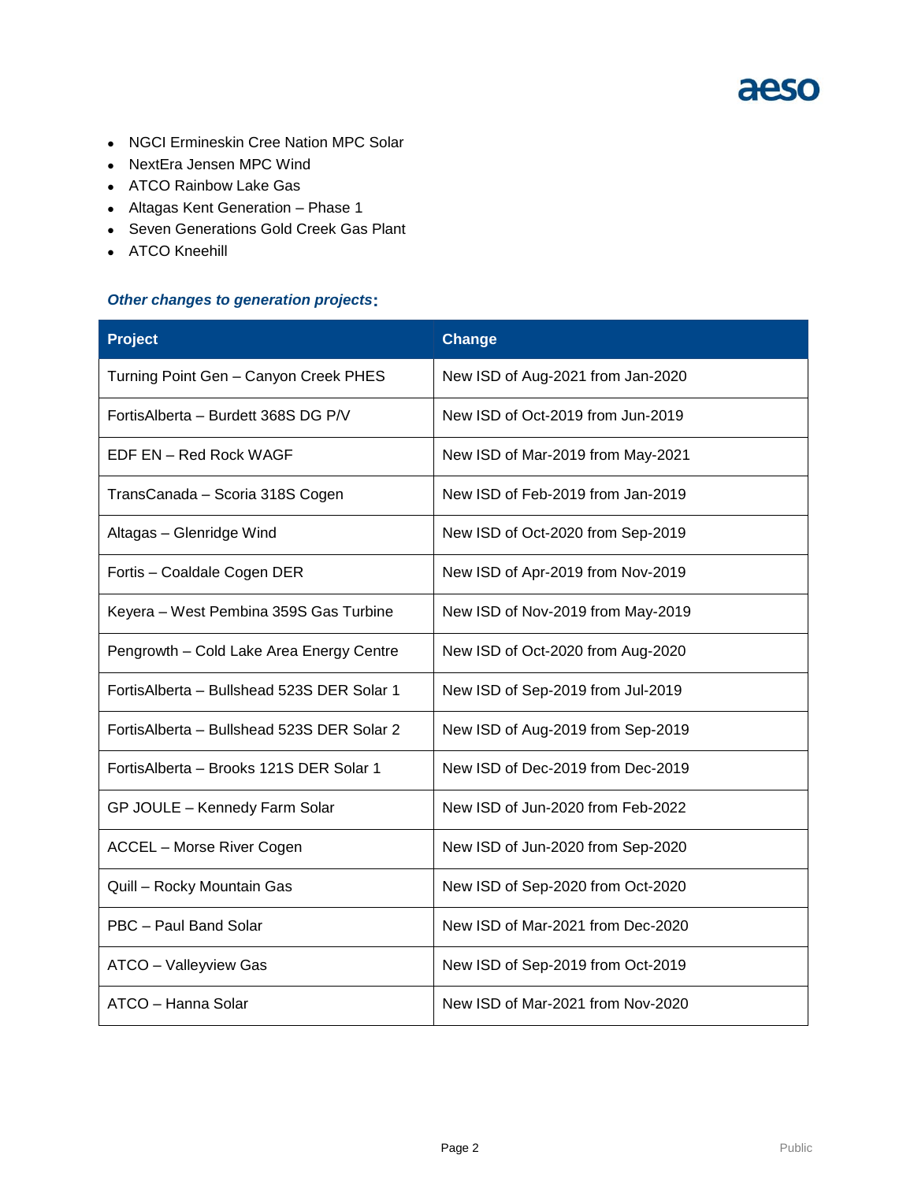- NGCI Ermineskin Cree Nation MPC Solar
- NextEra Jensen MPC Wind
- ATCO Rainbow Lake Gas
- Altagas Kent Generation – Phase 1
- Seven Generations Gold Creek Gas Plant
- ATCO Kneehill

***Other changes to generation projects*:**

| Project | Change |
|---|---|
| Turning Point Gen – Canyon Creek PHES | New ISD of Aug-2021 from Jan-2020 |
| FortisAlberta – Burdett 368S DG P/V | New ISD of Oct-2019 from Jun-2019 |
| EDF EN – Red Rock WAGF | New ISD of Mar-2019 from May-2021 |
| TransCanada – Scoria 318S Cogen | New ISD of Feb-2019 from Jan-2019 |
| Altagas – Glenridge Wind | New ISD of Oct-2020 from Sep-2019 |
| Fortis – Coaldale Cogen DER | New ISD of Apr-2019 from Nov-2019 |
| Keyera – West Pembina 359S Gas Turbine | New ISD of Nov-2019 from May-2019 |
| Pengrowth – Cold Lake Area Energy Centre | New ISD of Oct-2020 from Aug-2020 |
| FortisAlberta – Bullshead 523S DER Solar 1 | New ISD of Sep-2019 from Jul-2019 |
| FortisAlberta – Bullshead 523S DER Solar 2 | New ISD of Aug-2019 from Sep-2019 |
| FortisAlberta – Brooks 121S DER Solar 1 | New ISD of Dec-2019 from Dec-2019 |
| GP JOULE – Kennedy Farm Solar | New ISD of Jun-2020 from Feb-2022 |
| ACCEL – Morse River Cogen | New ISD of Jun-2020 from Sep-2020 |
| Quill – Rocky Mountain Gas | New ISD of Sep-2020 from Oct-2020 |
| PBC – Paul Band Solar | New ISD of Mar-2021 from Dec-2020 |
| ATCO – Valleyview Gas | New ISD of Sep-2019 from Oct-2019 |
| ATCO – Hanna Solar | New ISD of Mar-2021 from Nov-2020 |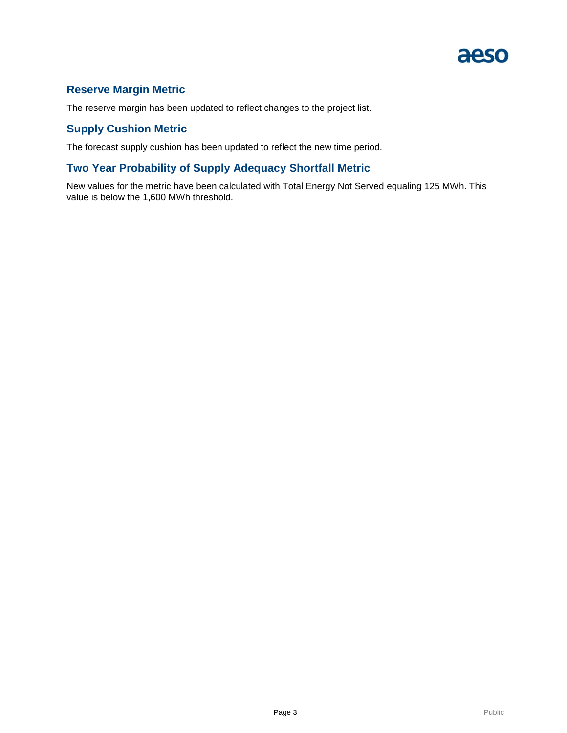## Reserve Margin Metric

The reserve margin has been updated to reflect changes to the project list.

## Supply Cushion Metric

The forecast supply cushion has been updated to reflect the new time period.

## Two Year Probability of Supply Adequacy Shortfall Metric

New values for the metric have been calculated with Total Energy Not Served equaling 125 MWh. This value is below the 1,600 MWh threshold.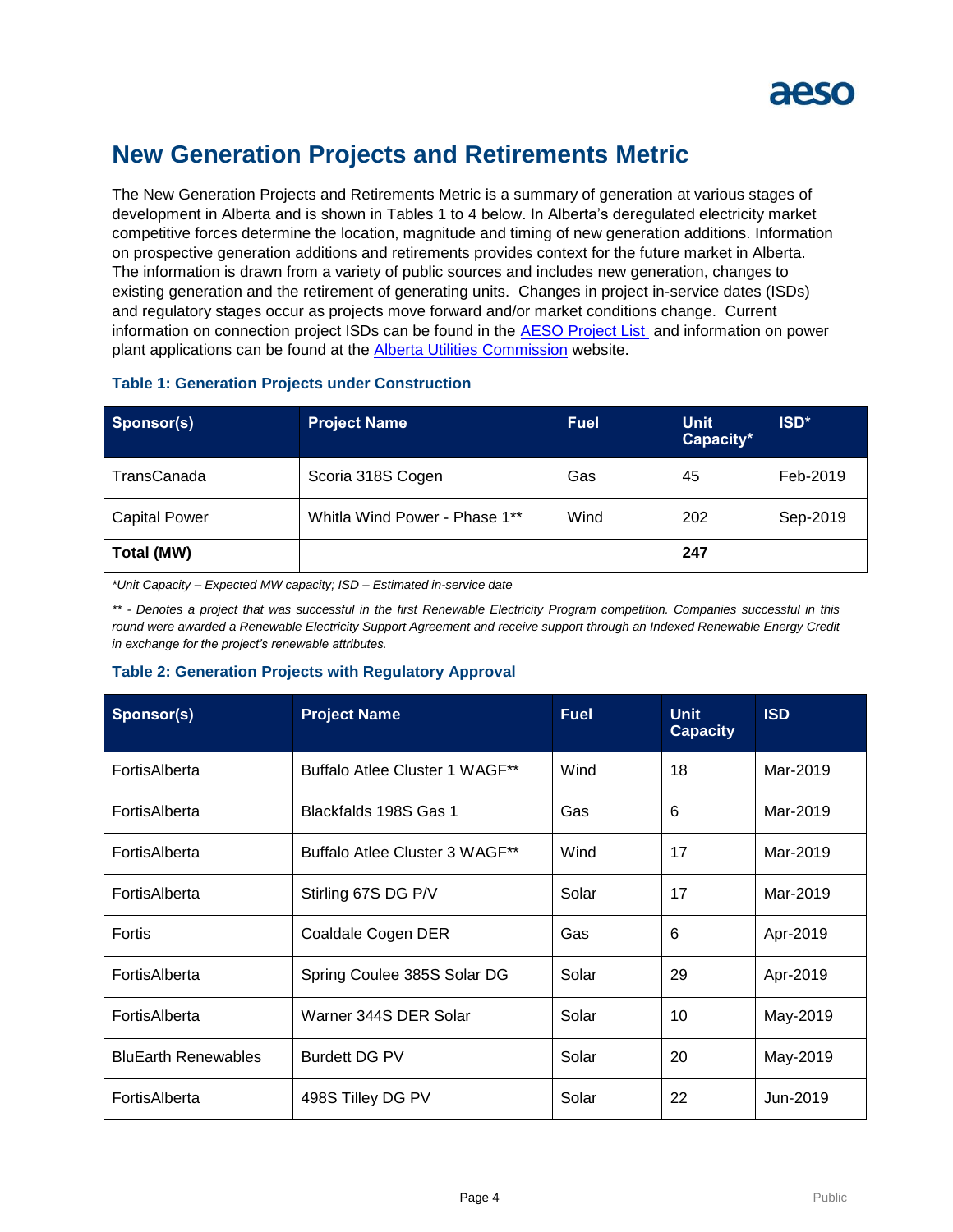# New Generation Projects and Retirements Metric

The New Generation Projects and Retirements Metric is a summary of generation at various stages of development in Alberta and is shown in Tables 1 to 4 below. In Alberta's deregulated electricity market competitive forces determine the location, magnitude and timing of new generation additions. Information on prospective generation additions and retirements provides context for the future market in Alberta. The information is drawn from a variety of public sources and includes new generation, changes to existing generation and the retirement of generating units. Changes in project in-service dates (ISDs) and regulatory stages occur as projects move forward and/or market conditions change. Current information on connection project ISDs can be found in the AESO Project List and information on power plant applications can be found at the Alberta Utilities Commission website.

### Table 1: Generation Projects under Construction

| Sponsor(s) | Project Name | Fuel | Unit Capacity* | ISD* |
|---|---|---|---|---|
| TransCanada | Scoria 318S Cogen | Gas | 45 | Feb-2019 |
| Capital Power | Whitla Wind Power - Phase 1** | Wind | 202 | Sep-2019 |
| **Total (MW)** | | | **247** | |

*\*Unit Capacity – Expected MW capacity; ISD – Estimated in-service date*

*\*\* - Denotes a project that was successful in the first Renewable Electricity Program competition. Companies successful in this round were awarded a Renewable Electricity Support Agreement and receive support through an Indexed Renewable Energy Credit in exchange for the project's renewable attributes.*

### Table 2: Generation Projects with Regulatory Approval

| Sponsor(s) | Project Name | Fuel | Unit Capacity | ISD |
|---|---|---|---|---|
| FortisAlberta | Buffalo Atlee Cluster 1 WAGF** | Wind | 18 | Mar-2019 |
| FortisAlberta | Blackfalds 198S Gas 1 | Gas | 6 | Mar-2019 |
| FortisAlberta | Buffalo Atlee Cluster 3 WAGF** | Wind | 17 | Mar-2019 |
| FortisAlberta | Stirling 67S DG P/V | Solar | 17 | Mar-2019 |
| Fortis | Coaldale Cogen DER | Gas | 6 | Apr-2019 |
| FortisAlberta | Spring Coulee 385S Solar DG | Solar | 29 | Apr-2019 |
| FortisAlberta | Warner 344S DER Solar | Solar | 10 | May-2019 |
| BluEarth Renewables | Burdett DG PV | Solar | 20 | May-2019 |
| FortisAlberta | 498S Tilley DG PV | Solar | 22 | Jun-2019 |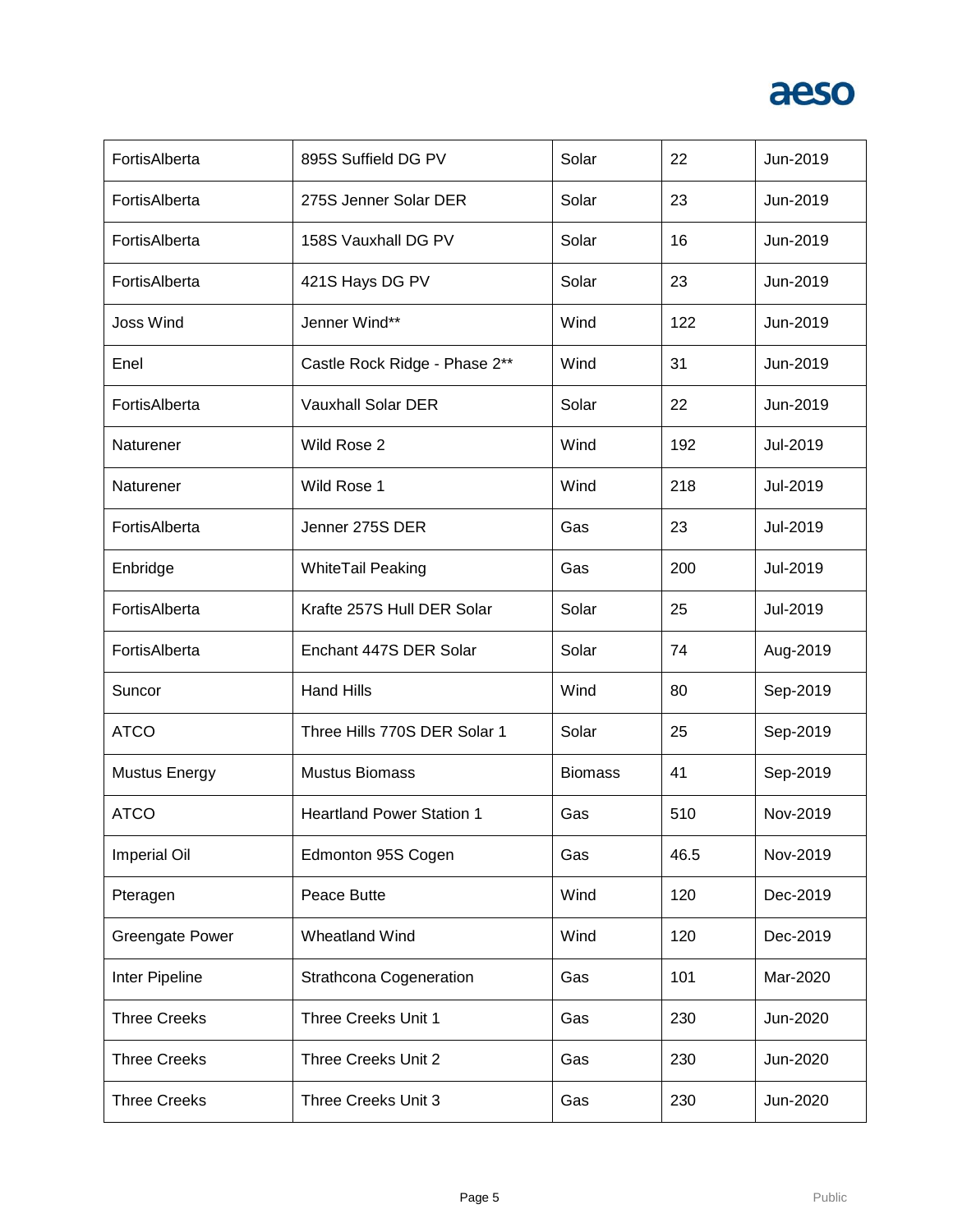| | | | | |
|---|---|---|---|---|
| FortisAlberta | 895S Suffield DG PV | Solar | 22 | Jun-2019 |
| FortisAlberta | 275S Jenner Solar DER | Solar | 23 | Jun-2019 |
| FortisAlberta | 158S Vauxhall DG PV | Solar | 16 | Jun-2019 |
| FortisAlberta | 421S Hays DG PV | Solar | 23 | Jun-2019 |
| Joss Wind | Jenner Wind** | Wind | 122 | Jun-2019 |
| Enel | Castle Rock Ridge - Phase 2** | Wind | 31 | Jun-2019 |
| FortisAlberta | Vauxhall Solar DER | Solar | 22 | Jun-2019 |
| Naturener | Wild Rose 2 | Wind | 192 | Jul-2019 |
| Naturener | Wild Rose 1 | Wind | 218 | Jul-2019 |
| FortisAlberta | Jenner 275S DER | Gas | 23 | Jul-2019 |
| Enbridge | WhiteTail Peaking | Gas | 200 | Jul-2019 |
| FortisAlberta | Krafte 257S Hull DER Solar | Solar | 25 | Jul-2019 |
| FortisAlberta | Enchant 447S DER Solar | Solar | 74 | Aug-2019 |
| Suncor | Hand Hills | Wind | 80 | Sep-2019 |
| ATCO | Three Hills 770S DER Solar 1 | Solar | 25 | Sep-2019 |
| Mustus Energy | Mustus Biomass | Biomass | 41 | Sep-2019 |
| ATCO | Heartland Power Station 1 | Gas | 510 | Nov-2019 |
| Imperial Oil | Edmonton 95S Cogen | Gas | 46.5 | Nov-2019 |
| Pteragen | Peace Butte | Wind | 120 | Dec-2019 |
| Greengate Power | Wheatland Wind | Wind | 120 | Dec-2019 |
| Inter Pipeline | Strathcona Cogeneration | Gas | 101 | Mar-2020 |
| Three Creeks | Three Creeks Unit 1 | Gas | 230 | Jun-2020 |
| Three Creeks | Three Creeks Unit 2 | Gas | 230 | Jun-2020 |
| Three Creeks | Three Creeks Unit 3 | Gas | 230 | Jun-2020 |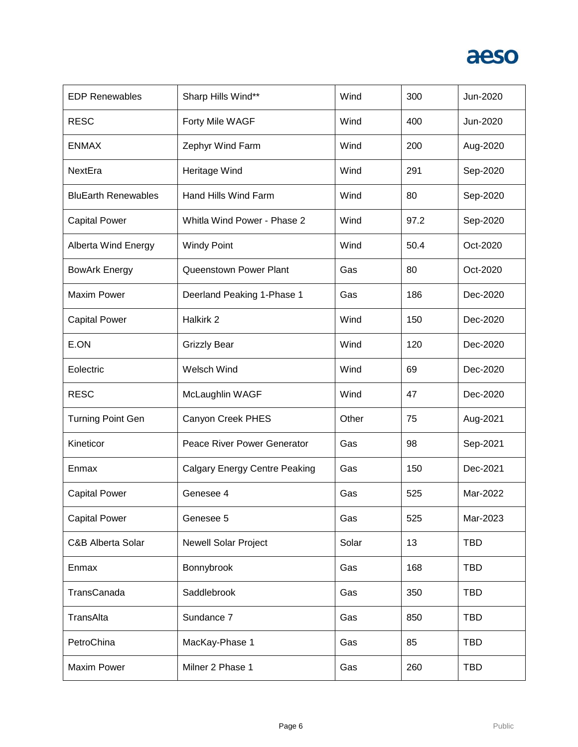| EDP Renewables | Sharp Hills Wind** | Wind | 300 | Jun-2020 |
|---|---|---|---|---|
| RESC | Forty Mile WAGF | Wind | 400 | Jun-2020 |
| ENMAX | Zephyr Wind Farm | Wind | 200 | Aug-2020 |
| NextEra | Heritage Wind | Wind | 291 | Sep-2020 |
| BluEarth Renewables | Hand Hills Wind Farm | Wind | 80 | Sep-2020 |
| Capital Power | Whitla Wind Power - Phase 2 | Wind | 97.2 | Sep-2020 |
| Alberta Wind Energy | Windy Point | Wind | 50.4 | Oct-2020 |
| BowArk Energy | Queenstown Power Plant | Gas | 80 | Oct-2020 |
| Maxim Power | Deerland Peaking 1-Phase 1 | Gas | 186 | Dec-2020 |
| Capital Power | Halkirk 2 | Wind | 150 | Dec-2020 |
| E.ON | Grizzly Bear | Wind | 120 | Dec-2020 |
| Eolectric | Welsch Wind | Wind | 69 | Dec-2020 |
| RESC | McLaughlin WAGF | Wind | 47 | Dec-2020 |
| Turning Point Gen | Canyon Creek PHES | Other | 75 | Aug-2021 |
| Kineticor | Peace River Power Generator | Gas | 98 | Sep-2021 |
| Enmax | Calgary Energy Centre Peaking | Gas | 150 | Dec-2021 |
| Capital Power | Genesee 4 | Gas | 525 | Mar-2022 |
| Capital Power | Genesee 5 | Gas | 525 | Mar-2023 |
| C&B Alberta Solar | Newell Solar Project | Solar | 13 | TBD |
| Enmax | Bonnybrook | Gas | 168 | TBD |
| TransCanada | Saddlebrook | Gas | 350 | TBD |
| TransAlta | Sundance 7 | Gas | 850 | TBD |
| PetroChina | MacKay-Phase 1 | Gas | 85 | TBD |
| Maxim Power | Milner 2 Phase 1 | Gas | 260 | TBD |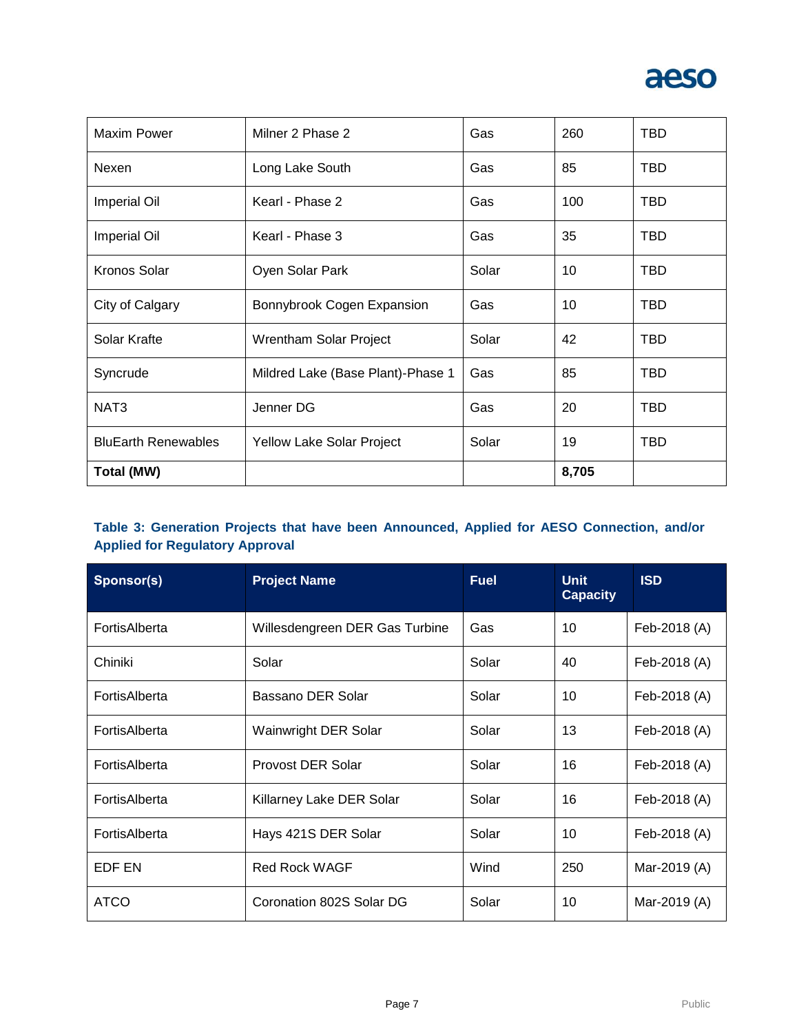| | | | | |
|---|---|---|---|---|
| Maxim Power | Milner 2 Phase 2 | Gas | 260 | TBD |
| Nexen | Long Lake South | Gas | 85 | TBD |
| Imperial Oil | Kearl - Phase 2 | Gas | 100 | TBD |
| Imperial Oil | Kearl - Phase 3 | Gas | 35 | TBD |
| Kronos Solar | Oyen Solar Park | Solar | 10 | TBD |
| City of Calgary | Bonnybrook Cogen Expansion | Gas | 10 | TBD |
| Solar Krafte | Wrentham Solar Project | Solar | 42 | TBD |
| Syncrude | Mildred Lake (Base Plant)-Phase 1 | Gas | 85 | TBD |
| NAT3 | Jenner DG | Gas | 20 | TBD |
| BluEarth Renewables | Yellow Lake Solar Project | Solar | 19 | TBD |
| **Total (MW)** | | | **8,705** | |

### Table 3: Generation Projects that have been Announced, Applied for AESO Connection, and/or Applied for Regulatory Approval

| Sponsor(s) | Project Name | Fuel | Unit Capacity | ISD |
|---|---|---|---|---|
| FortisAlberta | Willesdengreen DER Gas Turbine | Gas | 10 | Feb-2018 (A) |
| Chiniki | Solar | Solar | 40 | Feb-2018 (A) |
| FortisAlberta | Bassano DER Solar | Solar | 10 | Feb-2018 (A) |
| FortisAlberta | Wainwright DER Solar | Solar | 13 | Feb-2018 (A) |
| FortisAlberta | Provost DER Solar | Solar | 16 | Feb-2018 (A) |
| FortisAlberta | Killarney Lake DER Solar | Solar | 16 | Feb-2018 (A) |
| FortisAlberta | Hays 421S DER Solar | Solar | 10 | Feb-2018 (A) |
| EDF EN | Red Rock WAGF | Wind | 250 | Mar-2019 (A) |
| ATCO | Coronation 802S Solar DG | Solar | 10 | Mar-2019 (A) |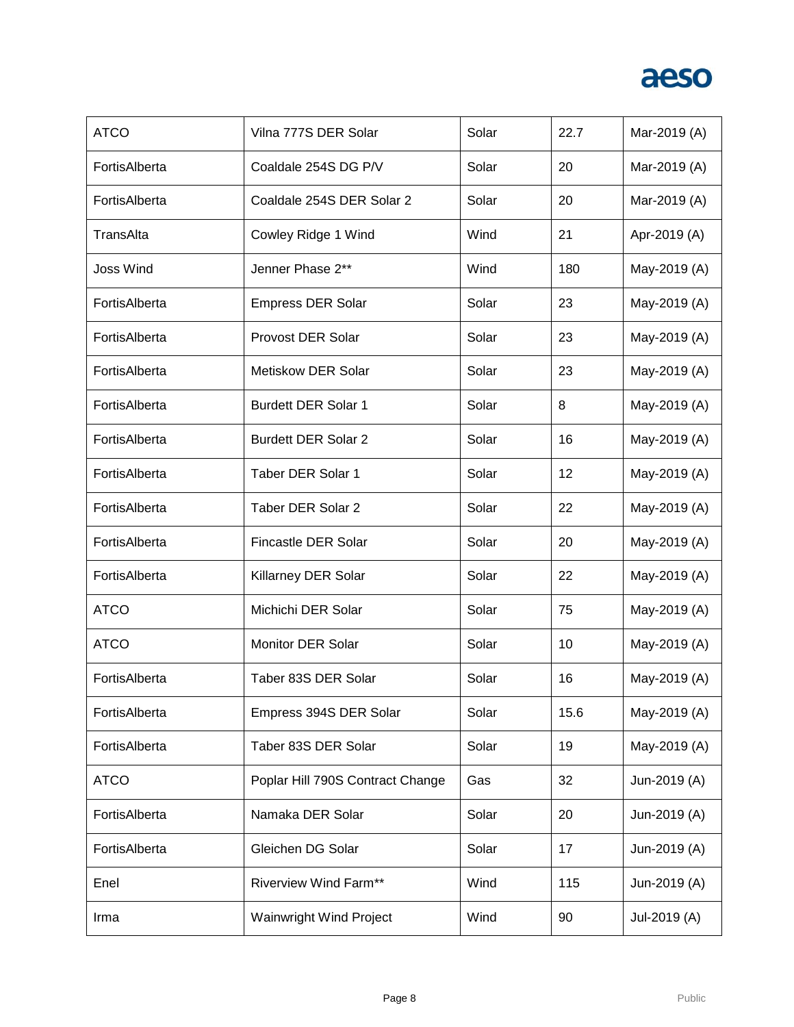| ATCO | Vilna 777S DER Solar | Solar | 22.7 | Mar-2019 (A) |
|---|---|---|---|---|
| FortisAlberta | Coaldale 254S DG P/V | Solar | 20 | Mar-2019 (A) |
| FortisAlberta | Coaldale 254S DER Solar 2 | Solar | 20 | Mar-2019 (A) |
| TransAlta | Cowley Ridge 1 Wind | Wind | 21 | Apr-2019 (A) |
| Joss Wind | Jenner Phase 2** | Wind | 180 | May-2019 (A) |
| FortisAlberta | Empress DER Solar | Solar | 23 | May-2019 (A) |
| FortisAlberta | Provost DER Solar | Solar | 23 | May-2019 (A) |
| FortisAlberta | Metiskow DER Solar | Solar | 23 | May-2019 (A) |
| FortisAlberta | Burdett DER Solar 1 | Solar | 8 | May-2019 (A) |
| FortisAlberta | Burdett DER Solar 2 | Solar | 16 | May-2019 (A) |
| FortisAlberta | Taber DER Solar 1 | Solar | 12 | May-2019 (A) |
| FortisAlberta | Taber DER Solar 2 | Solar | 22 | May-2019 (A) |
| FortisAlberta | Fincastle DER Solar | Solar | 20 | May-2019 (A) |
| FortisAlberta | Killarney DER Solar | Solar | 22 | May-2019 (A) |
| ATCO | Michichi DER Solar | Solar | 75 | May-2019 (A) |
| ATCO | Monitor DER Solar | Solar | 10 | May-2019 (A) |
| FortisAlberta | Taber 83S DER Solar | Solar | 16 | May-2019 (A) |
| FortisAlberta | Empress 394S DER Solar | Solar | 15.6 | May-2019 (A) |
| FortisAlberta | Taber 83S DER Solar | Solar | 19 | May-2019 (A) |
| ATCO | Poplar Hill 790S Contract Change | Gas | 32 | Jun-2019 (A) |
| FortisAlberta | Namaka DER Solar | Solar | 20 | Jun-2019 (A) |
| FortisAlberta | Gleichen DG Solar | Solar | 17 | Jun-2019 (A) |
| Enel | Riverview Wind Farm** | Wind | 115 | Jun-2019 (A) |
| Irma | Wainwright Wind Project | Wind | 90 | Jul-2019 (A) |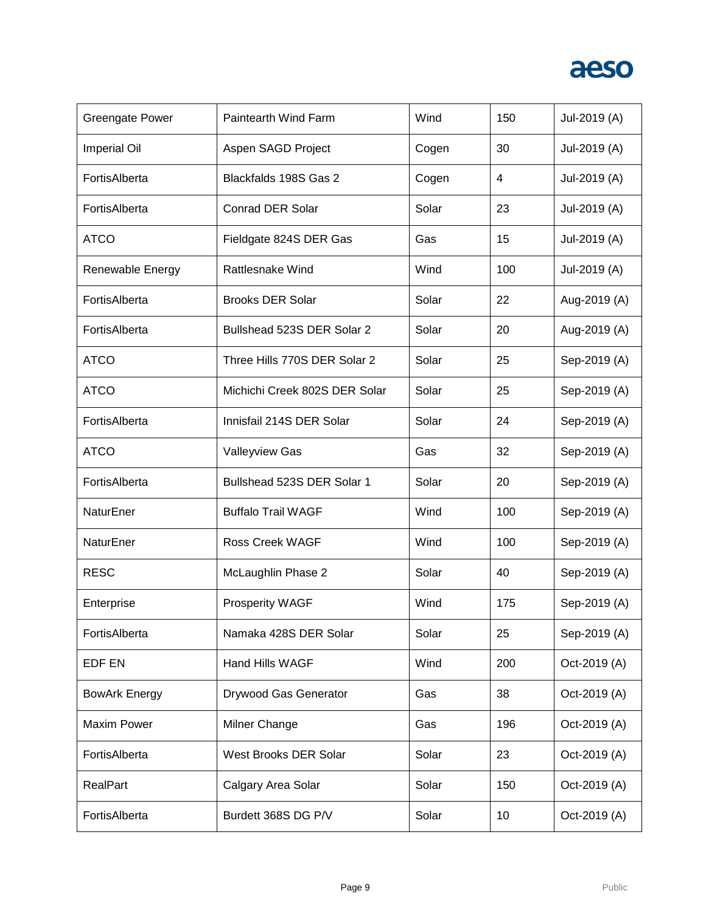| | | | | |
|---|---|---|---|---|
| Greengate Power | Paintearth Wind Farm | Wind | 150 | Jul-2019 (A) |
| Imperial Oil | Aspen SAGD Project | Cogen | 30 | Jul-2019 (A) |
| FortisAlberta | Blackfalds 198S Gas 2 | Cogen | 4 | Jul-2019 (A) |
| FortisAlberta | Conrad DER Solar | Solar | 23 | Jul-2019 (A) |
| ATCO | Fieldgate 824S DER Gas | Gas | 15 | Jul-2019 (A) |
| Renewable Energy | Rattlesnake Wind | Wind | 100 | Jul-2019 (A) |
| FortisAlberta | Brooks DER Solar | Solar | 22 | Aug-2019 (A) |
| FortisAlberta | Bullshead 523S DER Solar 2 | Solar | 20 | Aug-2019 (A) |
| ATCO | Three Hills 770S DER Solar 2 | Solar | 25 | Sep-2019 (A) |
| ATCO | Michichi Creek 802S DER Solar | Solar | 25 | Sep-2019 (A) |
| FortisAlberta | Innisfail 214S DER Solar | Solar | 24 | Sep-2019 (A) |
| ATCO | Valleyview Gas | Gas | 32 | Sep-2019 (A) |
| FortisAlberta | Bullshead 523S DER Solar 1 | Solar | 20 | Sep-2019 (A) |
| NaturEner | Buffalo Trail WAGF | Wind | 100 | Sep-2019 (A) |
| NaturEner | Ross Creek WAGF | Wind | 100 | Sep-2019 (A) |
| RESC | McLaughlin Phase 2 | Solar | 40 | Sep-2019 (A) |
| Enterprise | Prosperity WAGF | Wind | 175 | Sep-2019 (A) |
| FortisAlberta | Namaka 428S DER Solar | Solar | 25 | Sep-2019 (A) |
| EDF EN | Hand Hills WAGF | Wind | 200 | Oct-2019 (A) |
| BowArk Energy | Drywood Gas Generator | Gas | 38 | Oct-2019 (A) |
| Maxim Power | Milner Change | Gas | 196 | Oct-2019 (A) |
| FortisAlberta | West Brooks DER Solar | Solar | 23 | Oct-2019 (A) |
| RealPart | Calgary Area Solar | Solar | 150 | Oct-2019 (A) |
| FortisAlberta | Burdett 368S DG P/V | Solar | 10 | Oct-2019 (A) |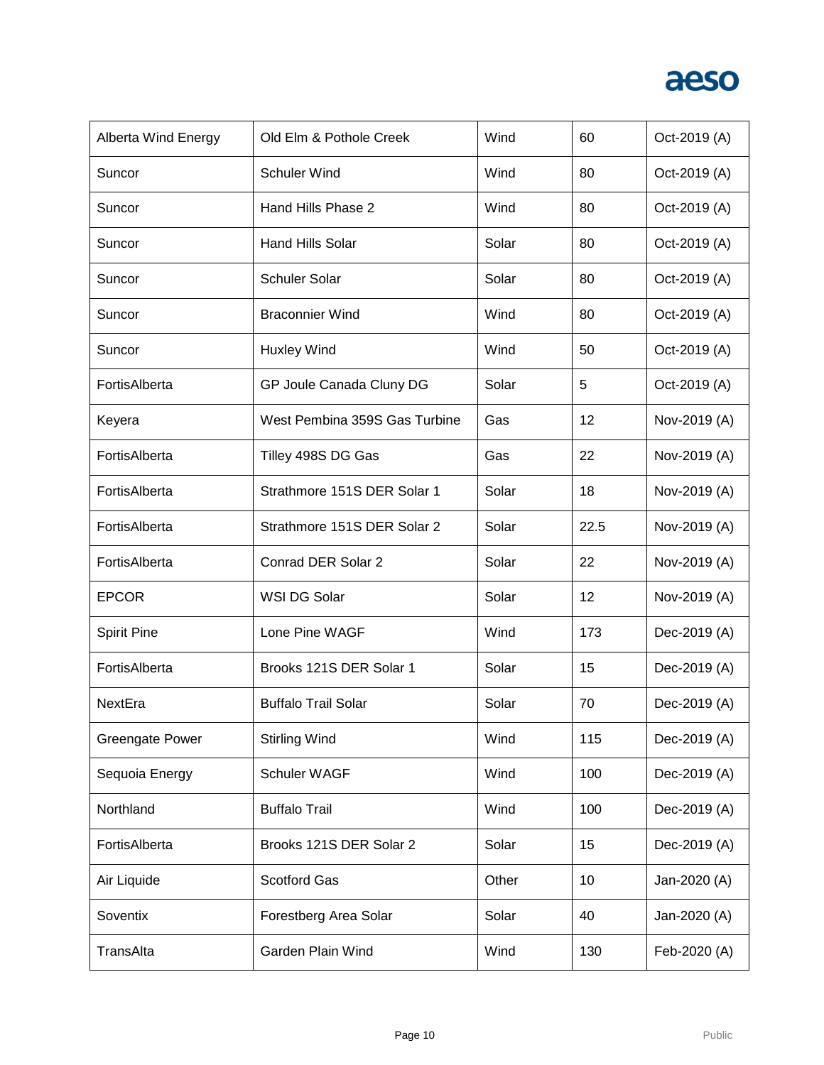| Alberta Wind Energy | Old Elm & Pothole Creek | Wind | 60 | Oct-2019 (A) |
|---|---|---|---|---|
| Suncor | Schuler Wind | Wind | 80 | Oct-2019 (A) |
| Suncor | Hand Hills Phase 2 | Wind | 80 | Oct-2019 (A) |
| Suncor | Hand Hills Solar | Solar | 80 | Oct-2019 (A) |
| Suncor | Schuler Solar | Solar | 80 | Oct-2019 (A) |
| Suncor | Braconnier Wind | Wind | 80 | Oct-2019 (A) |
| Suncor | Huxley Wind | Wind | 50 | Oct-2019 (A) |
| FortisAlberta | GP Joule Canada Cluny DG | Solar | 5 | Oct-2019 (A) |
| Keyera | West Pembina 359S Gas Turbine | Gas | 12 | Nov-2019 (A) |
| FortisAlberta | Tilley 498S DG Gas | Gas | 22 | Nov-2019 (A) |
| FortisAlberta | Strathmore 151S DER Solar 1 | Solar | 18 | Nov-2019 (A) |
| FortisAlberta | Strathmore 151S DER Solar 2 | Solar | 22.5 | Nov-2019 (A) |
| FortisAlberta | Conrad DER Solar 2 | Solar | 22 | Nov-2019 (A) |
| EPCOR | WSI DG Solar | Solar | 12 | Nov-2019 (A) |
| Spirit Pine | Lone Pine WAGF | Wind | 173 | Dec-2019 (A) |
| FortisAlberta | Brooks 121S DER Solar 1 | Solar | 15 | Dec-2019 (A) |
| NextEra | Buffalo Trail Solar | Solar | 70 | Dec-2019 (A) |
| Greengate Power | Stirling Wind | Wind | 115 | Dec-2019 (A) |
| Sequoia Energy | Schuler WAGF | Wind | 100 | Dec-2019 (A) |
| Northland | Buffalo Trail | Wind | 100 | Dec-2019 (A) |
| FortisAlberta | Brooks 121S DER Solar 2 | Solar | 15 | Dec-2019 (A) |
| Air Liquide | Scotford Gas | Other | 10 | Jan-2020 (A) |
| Soventix | Forestberg Area Solar | Solar | 40 | Jan-2020 (A) |
| TransAlta | Garden Plain Wind | Wind | 130 | Feb-2020 (A) |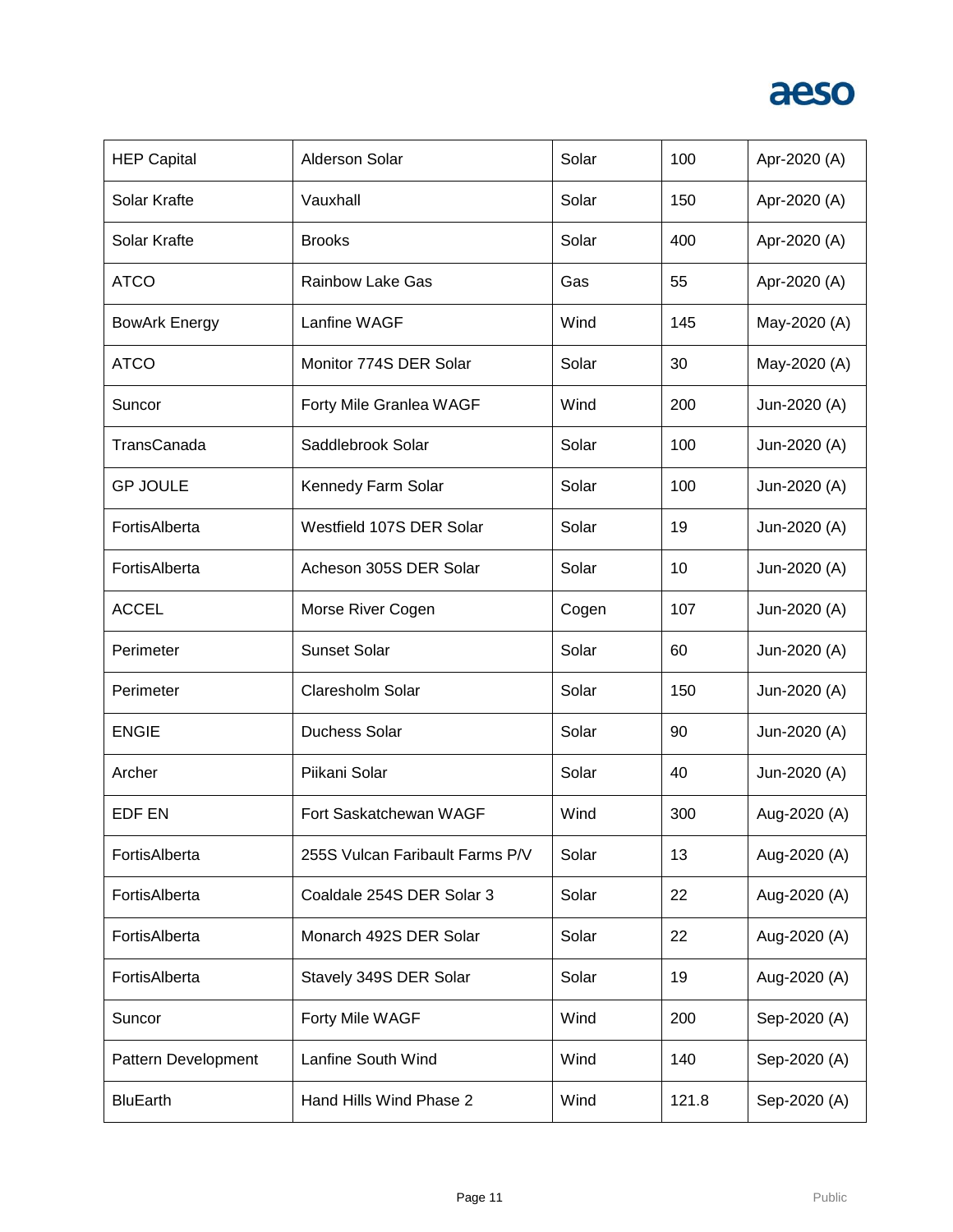| HEP Capital | Alderson Solar | Solar | 100 | Apr-2020 (A) |
|---|---|---|---|---|
| Solar Krafte | Vauxhall | Solar | 150 | Apr-2020 (A) |
| Solar Krafte | Brooks | Solar | 400 | Apr-2020 (A) |
| ATCO | Rainbow Lake Gas | Gas | 55 | Apr-2020 (A) |
| BowArk Energy | Lanfine WAGF | Wind | 145 | May-2020 (A) |
| ATCO | Monitor 774S DER Solar | Solar | 30 | May-2020 (A) |
| Suncor | Forty Mile Granlea WAGF | Wind | 200 | Jun-2020 (A) |
| TransCanada | Saddlebrook Solar | Solar | 100 | Jun-2020 (A) |
| GP JOULE | Kennedy Farm Solar | Solar | 100 | Jun-2020 (A) |
| FortisAlberta | Westfield 107S DER Solar | Solar | 19 | Jun-2020 (A) |
| FortisAlberta | Acheson 305S DER Solar | Solar | 10 | Jun-2020 (A) |
| ACCEL | Morse River Cogen | Cogen | 107 | Jun-2020 (A) |
| Perimeter | Sunset Solar | Solar | 60 | Jun-2020 (A) |
| Perimeter | Claresholm Solar | Solar | 150 | Jun-2020 (A) |
| ENGIE | Duchess Solar | Solar | 90 | Jun-2020 (A) |
| Archer | Piikani Solar | Solar | 40 | Jun-2020 (A) |
| EDF EN | Fort Saskatchewan WAGF | Wind | 300 | Aug-2020 (A) |
| FortisAlberta | 255S Vulcan Faribault Farms P/V | Solar | 13 | Aug-2020 (A) |
| FortisAlberta | Coaldale 254S DER Solar 3 | Solar | 22 | Aug-2020 (A) |
| FortisAlberta | Monarch 492S DER Solar | Solar | 22 | Aug-2020 (A) |
| FortisAlberta | Stavely 349S DER Solar | Solar | 19 | Aug-2020 (A) |
| Suncor | Forty Mile WAGF | Wind | 200 | Sep-2020 (A) |
| Pattern Development | Lanfine South Wind | Wind | 140 | Sep-2020 (A) |
| BluEarth | Hand Hills Wind Phase 2 | Wind | 121.8 | Sep-2020 (A) |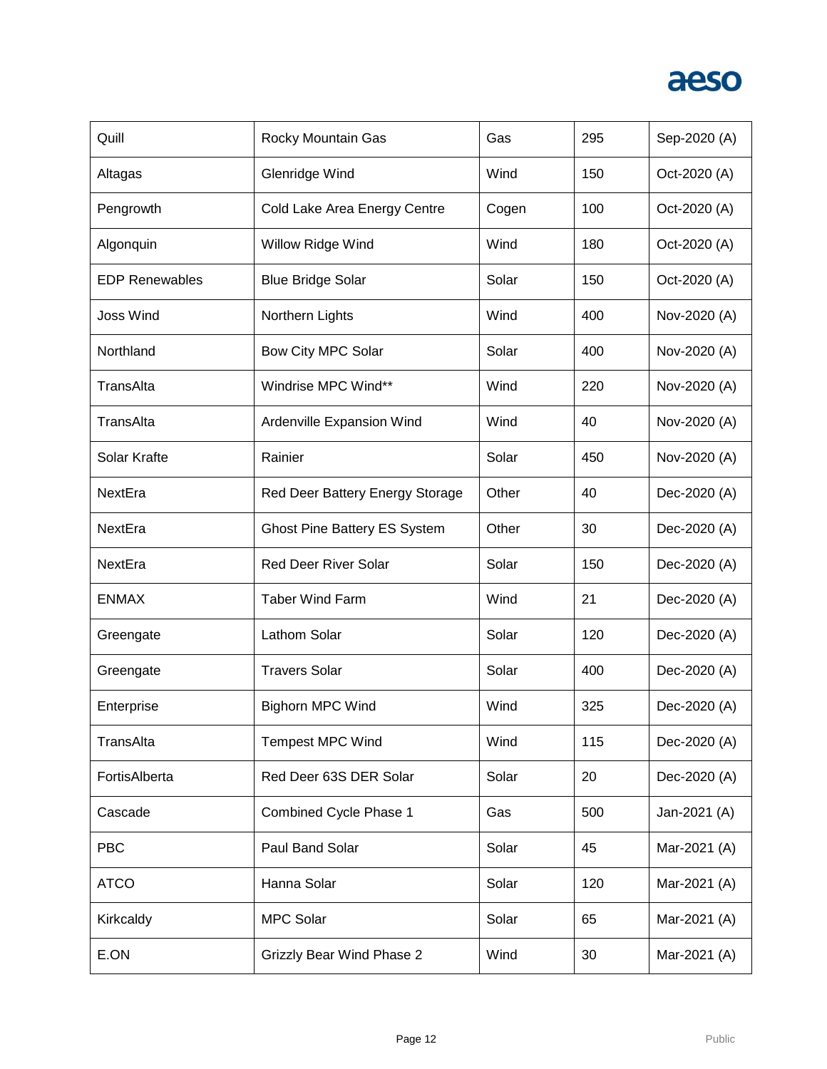| Quill | Rocky Mountain Gas | Gas | 295 | Sep-2020 (A) |
|---|---|---|---|---|
| Altagas | Glenridge Wind | Wind | 150 | Oct-2020 (A) |
| Pengrowth | Cold Lake Area Energy Centre | Cogen | 100 | Oct-2020 (A) |
| Algonquin | Willow Ridge Wind | Wind | 180 | Oct-2020 (A) |
| EDP Renewables | Blue Bridge Solar | Solar | 150 | Oct-2020 (A) |
| Joss Wind | Northern Lights | Wind | 400 | Nov-2020 (A) |
| Northland | Bow City MPC Solar | Solar | 400 | Nov-2020 (A) |
| TransAlta | Windrise MPC Wind** | Wind | 220 | Nov-2020 (A) |
| TransAlta | Ardenville Expansion Wind | Wind | 40 | Nov-2020 (A) |
| Solar Krafte | Rainier | Solar | 450 | Nov-2020 (A) |
| NextEra | Red Deer Battery Energy Storage | Other | 40 | Dec-2020 (A) |
| NextEra | Ghost Pine Battery ES System | Other | 30 | Dec-2020 (A) |
| NextEra | Red Deer River Solar | Solar | 150 | Dec-2020 (A) |
| ENMAX | Taber Wind Farm | Wind | 21 | Dec-2020 (A) |
| Greengate | Lathom Solar | Solar | 120 | Dec-2020 (A) |
| Greengate | Travers Solar | Solar | 400 | Dec-2020 (A) |
| Enterprise | Bighorn MPC Wind | Wind | 325 | Dec-2020 (A) |
| TransAlta | Tempest MPC Wind | Wind | 115 | Dec-2020 (A) |
| FortisAlberta | Red Deer 63S DER Solar | Solar | 20 | Dec-2020 (A) |
| Cascade | Combined Cycle Phase 1 | Gas | 500 | Jan-2021 (A) |
| PBC | Paul Band Solar | Solar | 45 | Mar-2021 (A) |
| ATCO | Hanna Solar | Solar | 120 | Mar-2021 (A) |
| Kirkcaldy | MPC Solar | Solar | 65 | Mar-2021 (A) |
| E.ON | Grizzly Bear Wind Phase 2 | Wind | 30 | Mar-2021 (A) |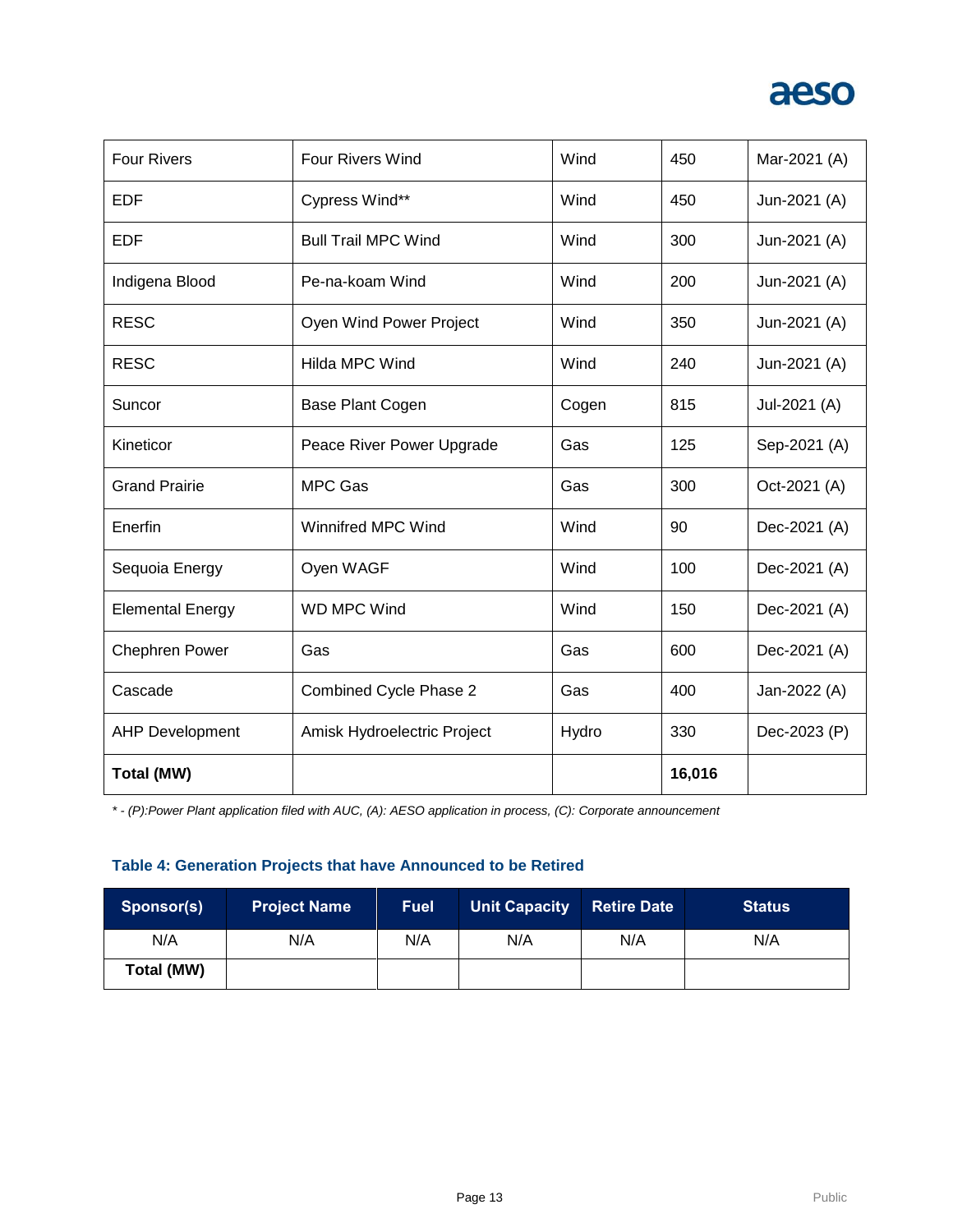| Four Rivers | Four Rivers Wind | Wind | 450 | Mar-2021 (A) |
|---|---|---|---|---|
| EDF | Cypress Wind** | Wind | 450 | Jun-2021 (A) |
| EDF | Bull Trail MPC Wind | Wind | 300 | Jun-2021 (A) |
| Indigena Blood | Pe-na-koam Wind | Wind | 200 | Jun-2021 (A) |
| RESC | Oyen Wind Power Project | Wind | 350 | Jun-2021 (A) |
| RESC | Hilda MPC Wind | Wind | 240 | Jun-2021 (A) |
| Suncor | Base Plant Cogen | Cogen | 815 | Jul-2021 (A) |
| Kineticor | Peace River Power Upgrade | Gas | 125 | Sep-2021 (A) |
| Grand Prairie | MPC Gas | Gas | 300 | Oct-2021 (A) |
| Enerfin | Winnifred MPC Wind | Wind | 90 | Dec-2021 (A) |
| Sequoia Energy | Oyen WAGF | Wind | 100 | Dec-2021 (A) |
| Elemental Energy | WD MPC Wind | Wind | 150 | Dec-2021 (A) |
| Chephren Power | Gas | Gas | 600 | Dec-2021 (A) |
| Cascade | Combined Cycle Phase 2 | Gas | 400 | Jan-2022 (A) |
| AHP Development | Amisk Hydroelectric Project | Hydro | 330 | Dec-2023 (P) |
| **Total (MW)** | | | **16,016** | |

*\* - (P):Power Plant application filed with AUC, (A): AESO application in process, (C): Corporate announcement*

### Table 4: Generation Projects that have Announced to be Retired

| Sponsor(s) | Project Name | Fuel | Unit Capacity | Retire Date | Status |
|---|---|---|---|---|---|
| N/A | N/A | N/A | N/A | N/A | N/A |
| **Total (MW)** | | | | | |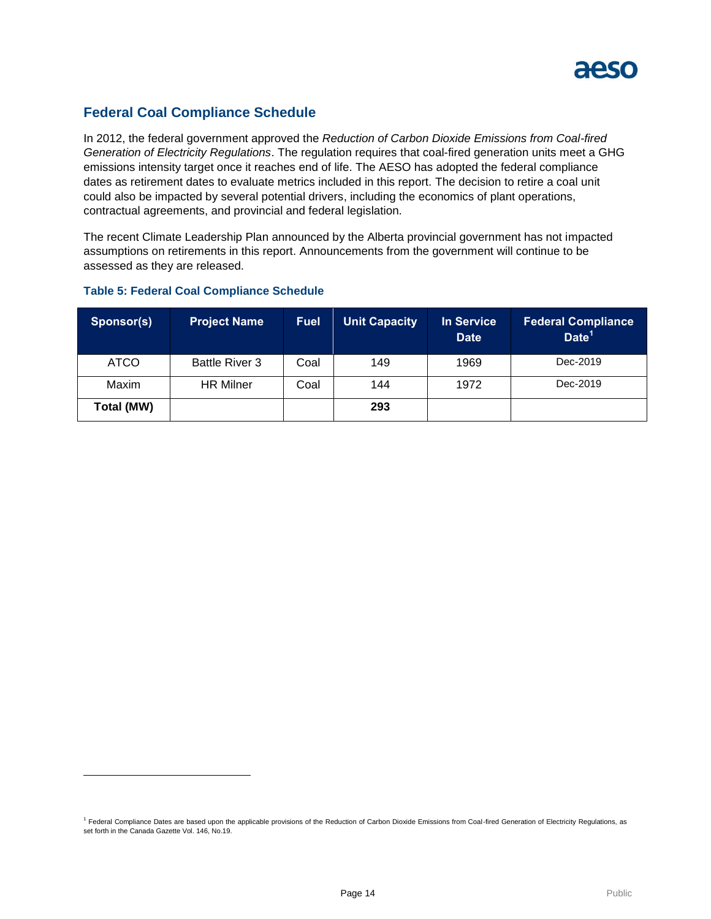## Federal Coal Compliance Schedule

In 2012, the federal government approved the *Reduction of Carbon Dioxide Emissions from Coal-fired Generation of Electricity Regulations*. The regulation requires that coal-fired generation units meet a GHG emissions intensity target once it reaches end of life. The AESO has adopted the federal compliance dates as retirement dates to evaluate metrics included in this report. The decision to retire a coal unit could also be impacted by several potential drivers, including the economics of plant operations, contractual agreements, and provincial and federal legislation.

The recent Climate Leadership Plan announced by the Alberta provincial government has not impacted assumptions on retirements in this report. Announcements from the government will continue to be assessed as they are released.

### Table 5: Federal Coal Compliance Schedule

| Sponsor(s) | Project Name | Fuel | Unit Capacity | In Service Date | Federal Compliance Date[1] |
|---|---|---|---|---|---|
| ATCO | Battle River 3 | Coal | 149 | 1969 | Dec-2019 |
| Maxim | HR Milner | Coal | 144 | 1972 | Dec-2019 |
| **Total (MW)** | | | **293** | | |

[1] Federal Compliance Dates are based upon the applicable provisions of the Reduction of Carbon Dioxide Emissions from Coal-fired Generation of Electricity Regulations, as set forth in the Canada Gazette Vol. 146, No.19.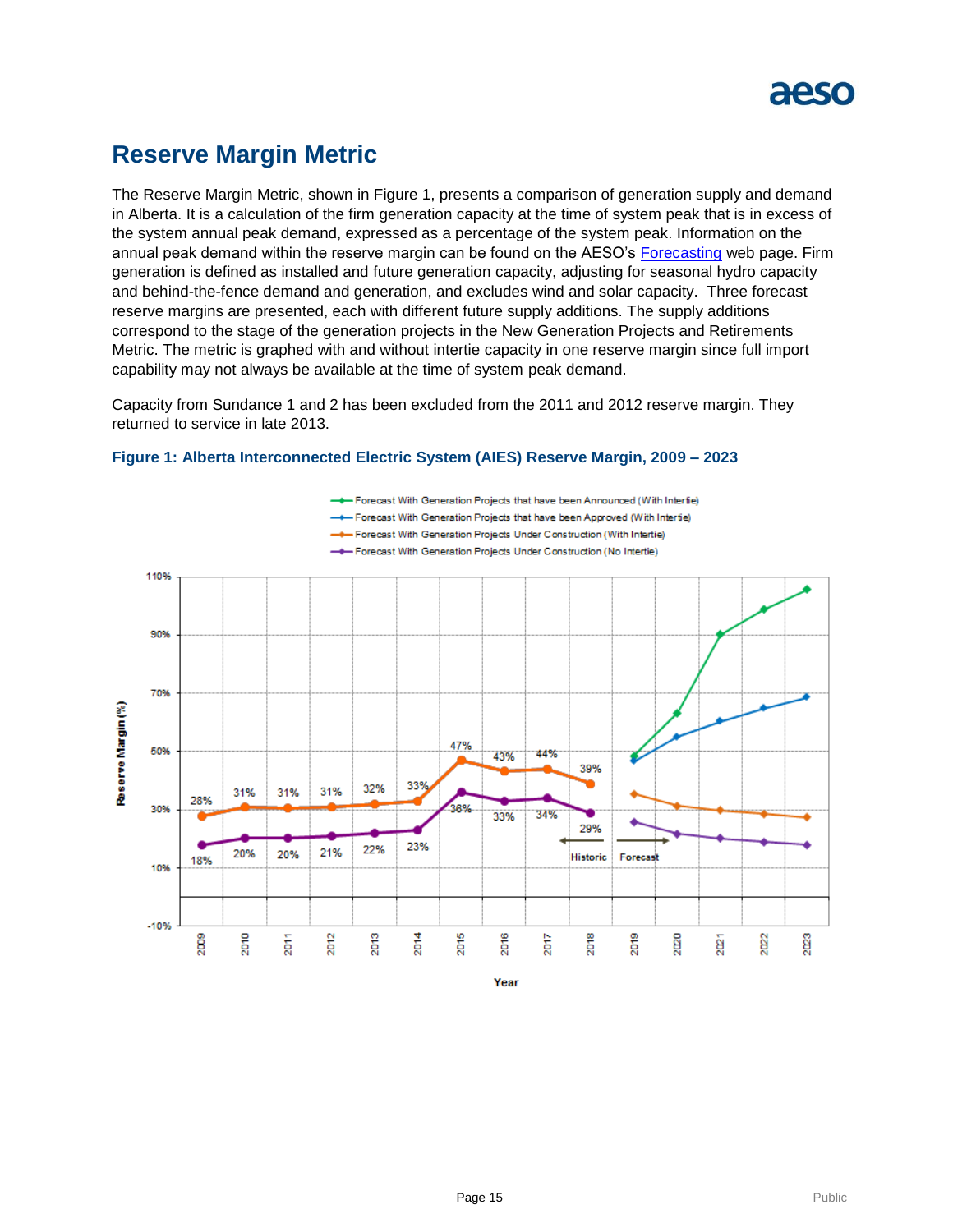# Reserve Margin Metric

The Reserve Margin Metric, shown in Figure 1, presents a comparison of generation supply and demand in Alberta. It is a calculation of the firm generation capacity at the time of system peak that is in excess of the system annual peak demand, expressed as a percentage of the system peak. Information on the annual peak demand within the reserve margin can be found on the AESO's Forecasting web page. Firm generation is defined as installed and future generation capacity, adjusting for seasonal hydro capacity and behind-the-fence demand and generation, and excludes wind and solar capacity. Three forecast reserve margins are presented, each with different future supply additions. The supply additions correspond to the stage of the generation projects in the New Generation Projects and Retirements Metric. The metric is graphed with and without intertie capacity in one reserve margin since full import capability may not always be available at the time of system peak demand.

Capacity from Sundance 1 and 2 has been excluded from the 2011 and 2012 reserve margin. They returned to service in late 2013.

### Figure 1: Alberta Interconnected Electric System (AIES) Reserve Margin, 2009 – 2023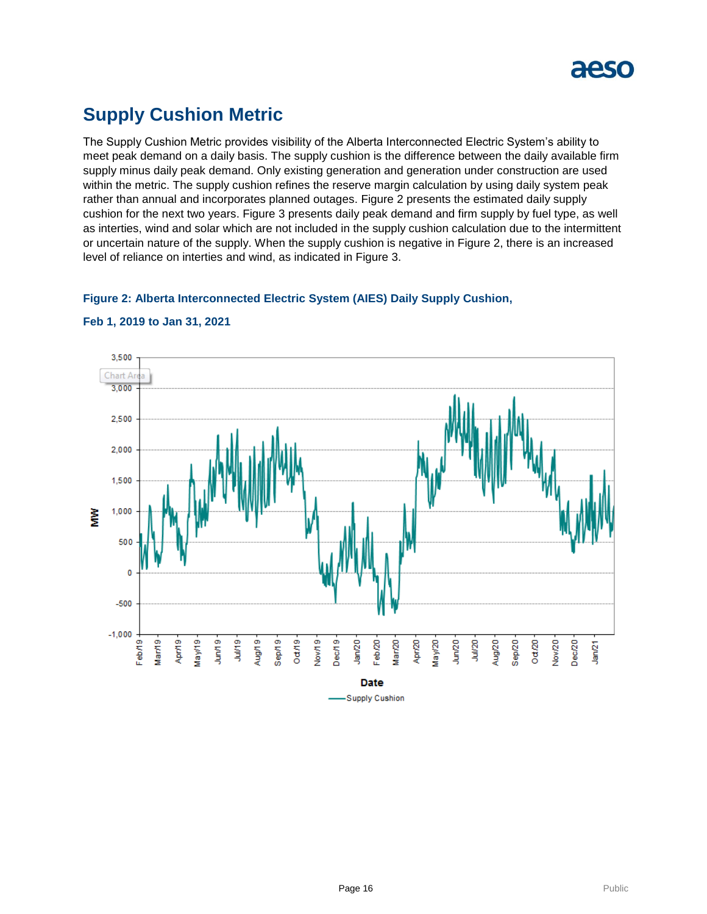# Supply Cushion Metric

The Supply Cushion Metric provides visibility of the Alberta Interconnected Electric System's ability to meet peak demand on a daily basis. The supply cushion is the difference between the daily available firm supply minus daily peak demand. Only existing generation and generation under construction are used within the metric. The supply cushion refines the reserve margin calculation by using daily system peak rather than annual and incorporates planned outages. Figure 2 presents the estimated daily supply cushion for the next two years. Figure 3 presents daily peak demand and firm supply by fuel type, as well as interties, wind and solar which are not included in the supply cushion calculation due to the intermittent or uncertain nature of the supply. When the supply cushion is negative in Figure 2, there is an increased level of reliance on interties and wind, as indicated in Figure 3.

**Figure 2: Alberta Interconnected Electric System (AIES) Daily Supply Cushion, Feb 1, 2019 to Jan 31, 2021**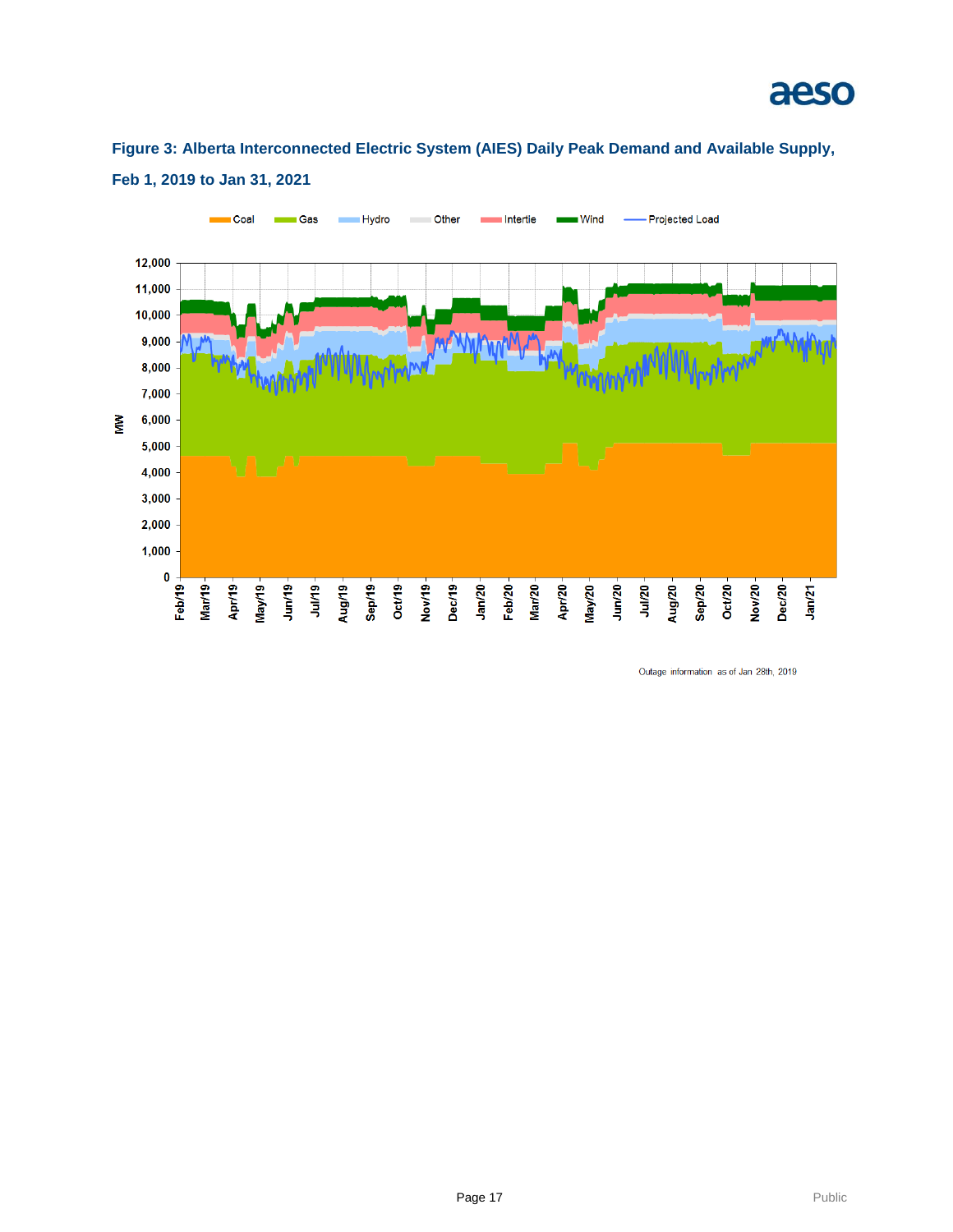**Figure 3: Alberta Interconnected Electric System (AIES) Daily Peak Demand and Available Supply, Feb 1, 2019 to Jan 31, 2021**

Outage information as of Jan 28th, 2019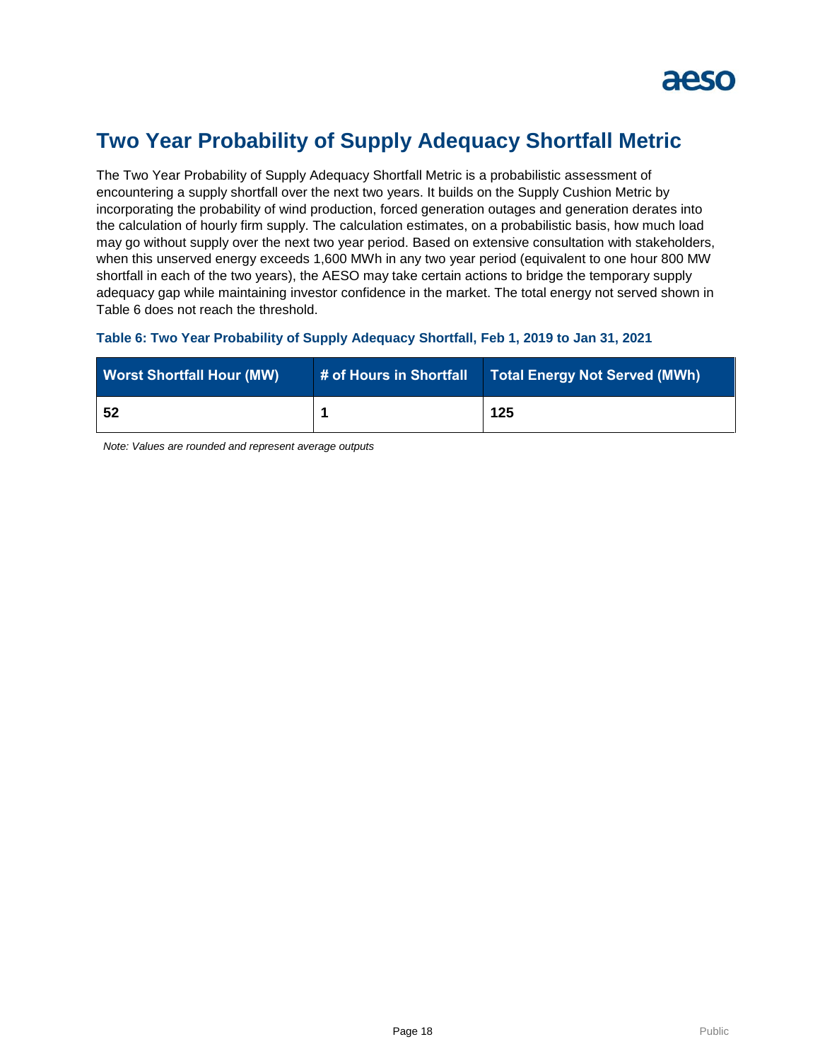# Two Year Probability of Supply Adequacy Shortfall Metric

The Two Year Probability of Supply Adequacy Shortfall Metric is a probabilistic assessment of encountering a supply shortfall over the next two years. It builds on the Supply Cushion Metric by incorporating the probability of wind production, forced generation outages and generation derates into the calculation of hourly firm supply. The calculation estimates, on a probabilistic basis, how much load may go without supply over the next two year period. Based on extensive consultation with stakeholders, when this unserved energy exceeds 1,600 MWh in any two year period (equivalent to one hour 800 MW shortfall in each of the two years), the AESO may take certain actions to bridge the temporary supply adequacy gap while maintaining investor confidence in the market. The total energy not served shown in Table 6 does not reach the threshold.

### Table 6: Two Year Probability of Supply Adequacy Shortfall, Feb 1, 2019 to Jan 31, 2021

| Worst Shortfall Hour (MW) | # of Hours in Shortfall | Total Energy Not Served (MWh) |
|---|---|---|
| 52 | 1 | 125 |

*Note: Values are rounded and represent average outputs*